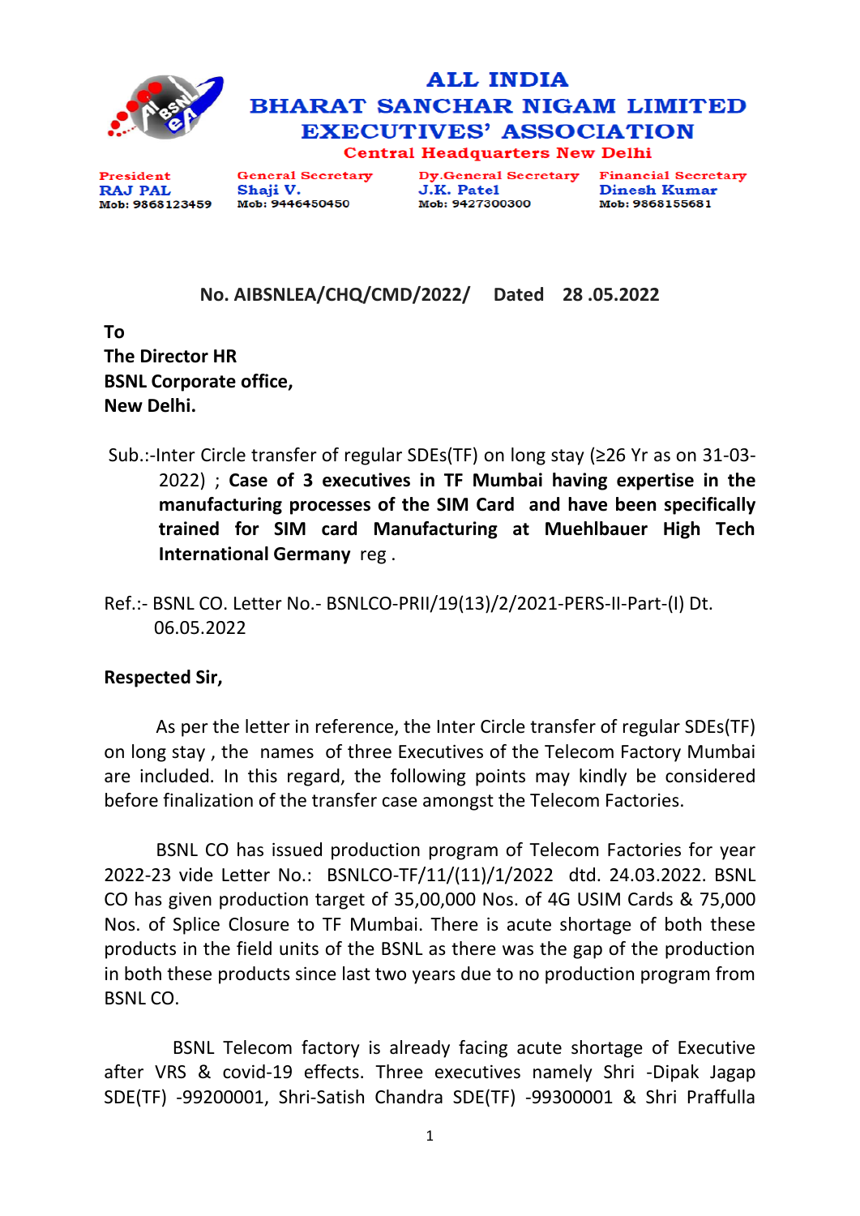# ALL INDIA
# BHARAT SANCHAR NIGAM LIMITED
# EXECUTIVES' ASSOCIATION

**Central Headquarters New Delhi**

| President | General Secretary | Dy.General Secretary | Financial Secretary |
|---|---|---|---|
| RAJ PAL | Shaji V. | J.K. Patel | Dinesh Kumar |
| Mob: 9868123459 | Mob: 9446450450 | Mob: 9427300300 | Mob: 9868155681 |

**No. AIBSNLEA/CHQ/CMD/2022/ Dated 28 .05.2022**

**To**
**The Director HR**
**BSNL Corporate office,**
**New Delhi.**

Sub.:-Inter Circle transfer of regular SDEs(TF) on long stay (≥26 Yr as on 31-03-2022) ; **Case of 3 executives in TF Mumbai having expertise in the manufacturing processes of the SIM Card and have been specifically trained for SIM card Manufacturing at Muehlbauer High Tech International Germany** reg .

Ref.:- BSNL CO. Letter No.- BSNLCO-PRII/19(13)/2/2021-PERS-II-Part-(I) Dt. 06.05.2022

**Respected Sir,**

As per the letter in reference, the Inter Circle transfer of regular SDEs(TF) on long stay , the names of three Executives of the Telecom Factory Mumbai are included. In this regard, the following points may kindly be considered before finalization of the transfer case amongst the Telecom Factories.

BSNL CO has issued production program of Telecom Factories for year 2022-23 vide Letter No.: BSNLCO-TF/11/(11)/1/2022 dtd. 24.03.2022. BSNL CO has given production target of 35,00,000 Nos. of 4G USIM Cards & 75,000 Nos. of Splice Closure to TF Mumbai. There is acute shortage of both these products in the field units of the BSNL as there was the gap of the production in both these products since last two years due to no production program from BSNL CO.

BSNL Telecom factory is already facing acute shortage of Executive after VRS & covid-19 effects. Three executives namely Shri -Dipak Jagap SDE(TF) -99200001, Shri-Satish Chandra SDE(TF) -99300001 & Shri Praffulla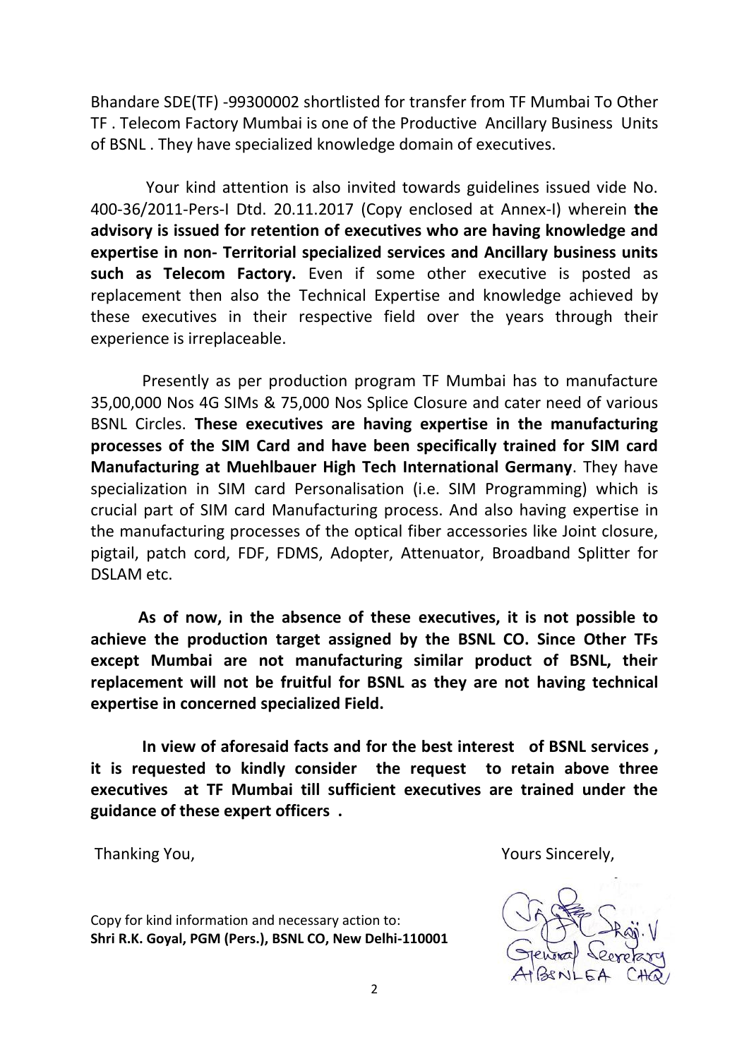Bhandare SDE(TF) -99300002 shortlisted for transfer from TF Mumbai To Other TF . Telecom Factory Mumbai is one of the Productive Ancillary Business Units of BSNL . They have specialized knowledge domain of executives.

Your kind attention is also invited towards guidelines issued vide No. 400-36/2011-Pers-I Dtd. 20.11.2017 (Copy enclosed at Annex-I) wherein **the advisory is issued for retention of executives who are having knowledge and expertise in non- Territorial specialized services and Ancillary business units such as Telecom Factory.** Even if some other executive is posted as replacement then also the Technical Expertise and knowledge achieved by these executives in their respective field over the years through their experience is irreplaceable.

Presently as per production program TF Mumbai has to manufacture 35,00,000 Nos 4G SIMs & 75,000 Nos Splice Closure and cater need of various BSNL Circles. **These executives are having expertise in the manufacturing processes of the SIM Card and have been specifically trained for SIM card Manufacturing at Muehlbauer High Tech International Germany**. They have specialization in SIM card Personalisation (i.e. SIM Programming) which is crucial part of SIM card Manufacturing process. And also having expertise in the manufacturing processes of the optical fiber accessories like Joint closure, pigtail, patch cord, FDF, FDMS, Adopter, Attenuator, Broadband Splitter for DSLAM etc.

**As of now, in the absence of these executives, it is not possible to achieve the production target assigned by the BSNL CO. Since Other TFs except Mumbai are not manufacturing similar product of BSNL, their replacement will not be fruitful for BSNL as they are not having technical expertise in concerned specialized Field.**

**In view of aforesaid facts and for the best interest of BSNL services , it is requested to kindly consider the request to retain above three executives at TF Mumbai till sufficient executives are trained under the guidance of these expert officers .**

Thanking You,

Yours Sincerely,

Raji. V
General Secretary
AIBSNLEA CHQ

Copy for kind information and necessary action to:
**Shri R.K. Goyal, PGM (Pers.), BSNL CO, New Delhi-110001**